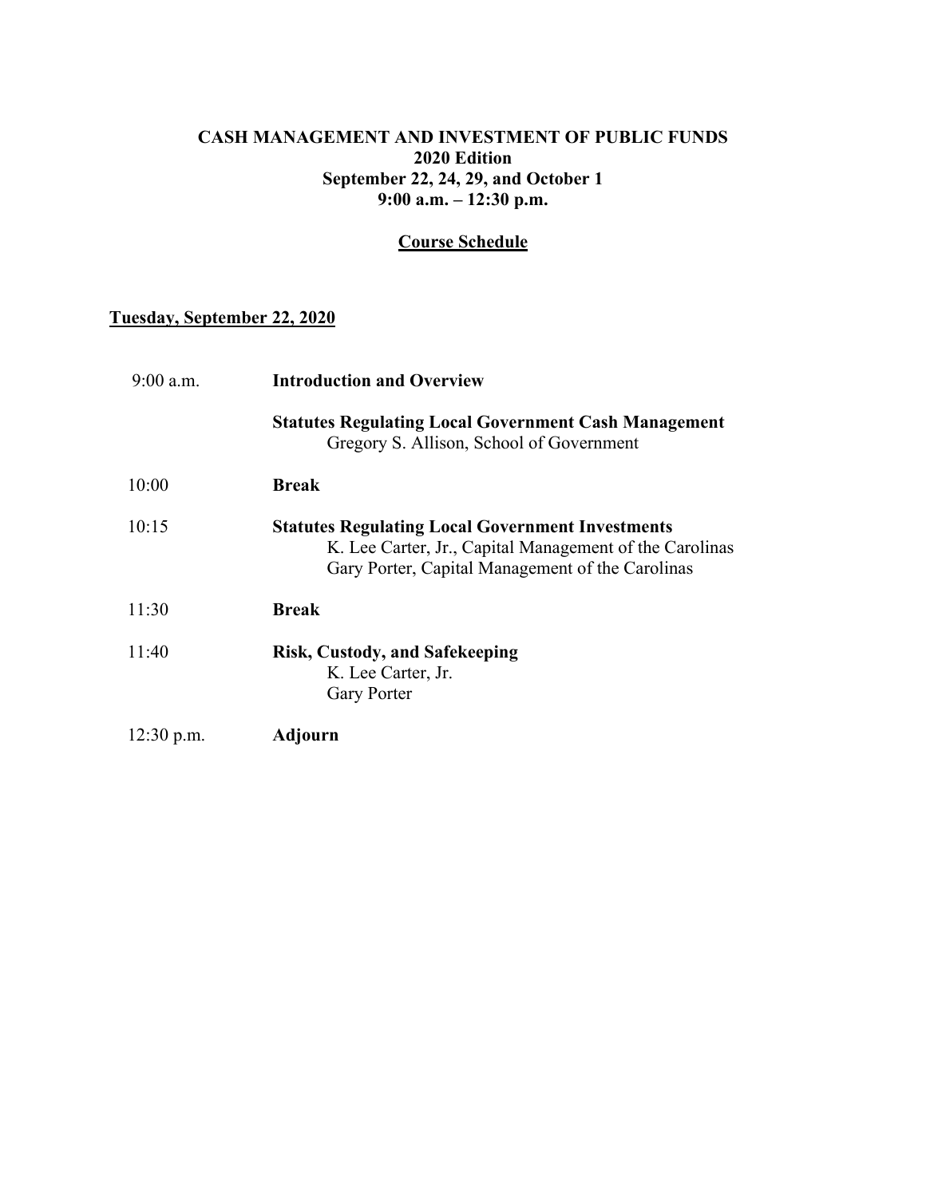# CASH MANAGEMENT AND INVESTMENT OF PUBLIC FUNDS

**2020 Edition**
**September 22, 24, 29, and October 1**
**9:00 a.m. – 12:30 p.m.**

## Course Schedule

### Tuesday, September 22, 2020

| | |
|---|---|
| 9:00 a.m. | **Introduction and Overview** |
| | **Statutes Regulating Local Government Cash Management**<br>Gregory S. Allison, School of Government |
| 10:00 | **Break** |
| 10:15 | **Statutes Regulating Local Government Investments**<br>K. Lee Carter, Jr., Capital Management of the Carolinas<br>Gary Porter, Capital Management of the Carolinas |
| 11:30 | **Break** |
| 11:40 | **Risk, Custody, and Safekeeping**<br>K. Lee Carter, Jr.<br>Gary Porter |
| 12:30 p.m. | **Adjourn** |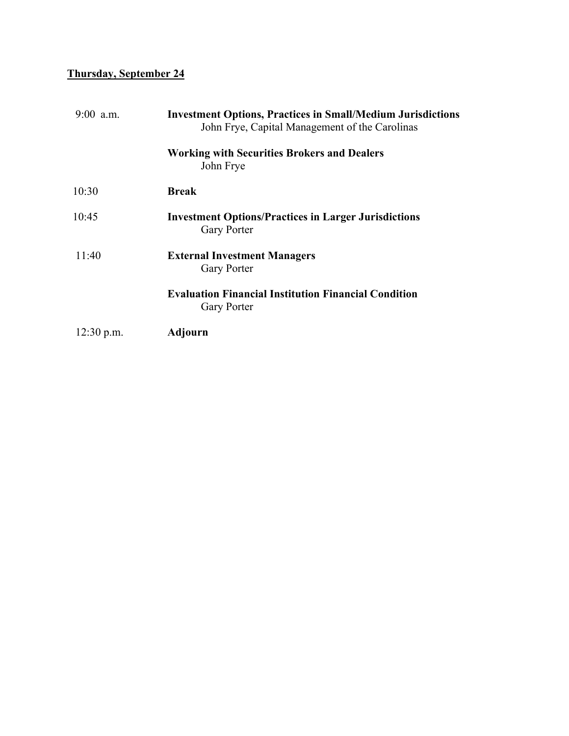**Thursday, September 24**

| | |
|---|---|
| 9:00 a.m. | **Investment Options, Practices in Small/Medium Jurisdictions**<br>John Frye, Capital Management of the Carolinas |
| | **Working with Securities Brokers and Dealers**<br>John Frye |
| 10:30 | **Break** |
| 10:45 | **Investment Options/Practices in Larger Jurisdictions**<br>Gary Porter |
| 11:40 | **External Investment Managers**<br>Gary Porter |
| | **Evaluation Financial Institution Financial Condition**<br>Gary Porter |
| 12:30 p.m. | **Adjourn** |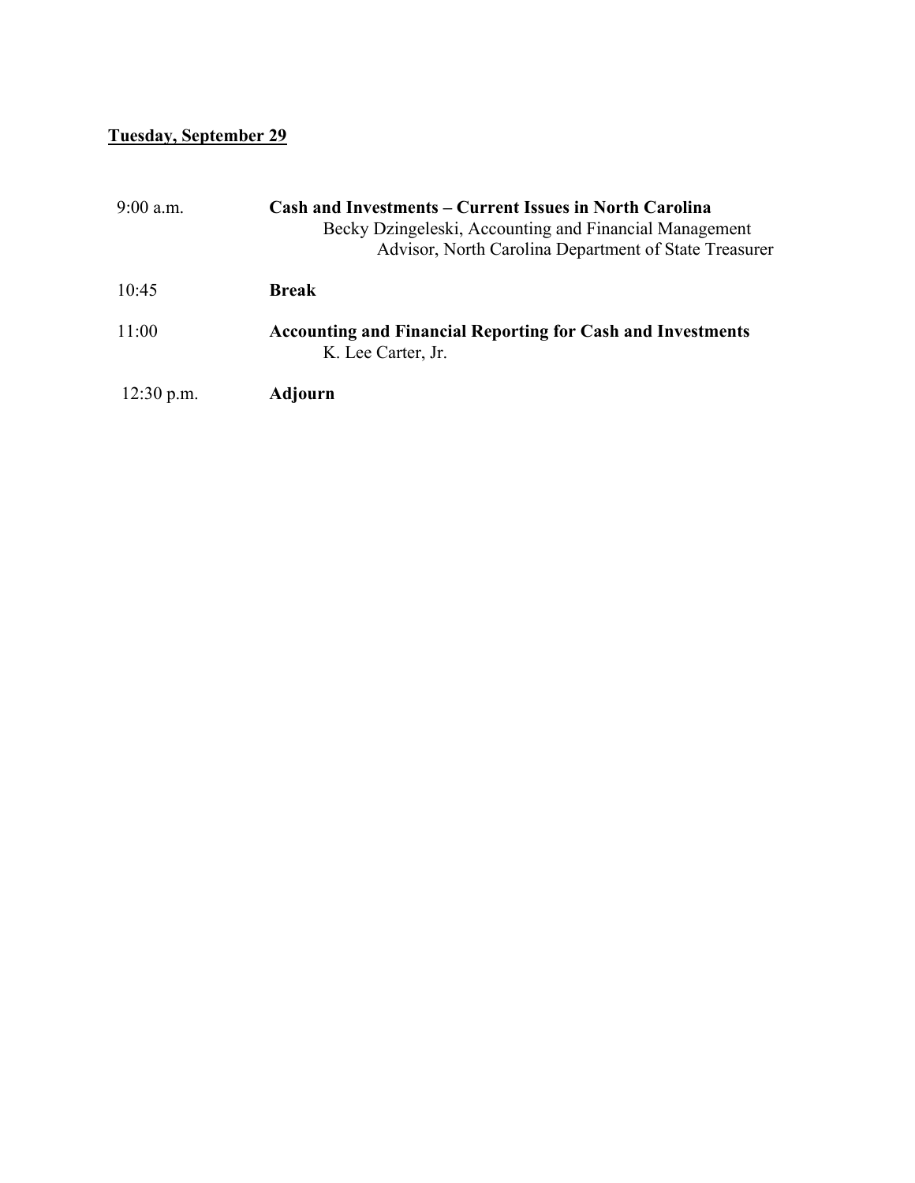**Tuesday, September 29**

| | |
|---|---|
| 9:00 a.m. | **Cash and Investments – Current Issues in North Carolina**<br>Becky Dzingeleski, Accounting and Financial Management Advisor, North Carolina Department of State Treasurer |
| 10:45 | **Break** |
| 11:00 | **Accounting and Financial Reporting for Cash and Investments**<br>K. Lee Carter, Jr. |
| 12:30 p.m. | **Adjourn** |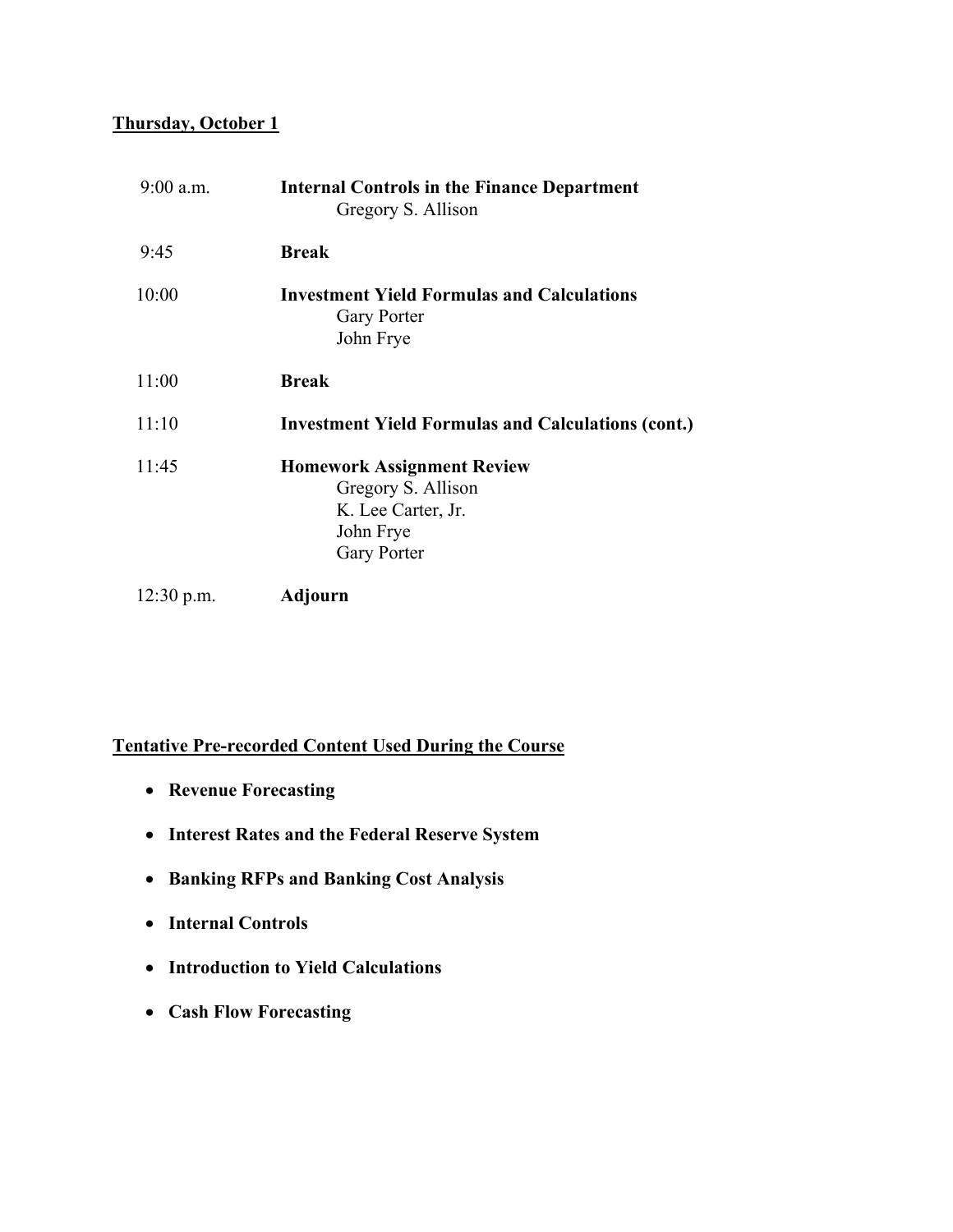**Thursday, October 1**

| | |
|---|---|
| 9:00 a.m. | **Internal Controls in the Finance Department**<br>Gregory S. Allison |
| 9:45 | **Break** |
| 10:00 | **Investment Yield Formulas and Calculations**<br>Gary Porter<br>John Frye |
| 11:00 | **Break** |
| 11:10 | **Investment Yield Formulas and Calculations (cont.)** |
| 11:45 | **Homework Assignment Review**<br>Gregory S. Allison<br>K. Lee Carter, Jr.<br>John Frye<br>Gary Porter |
| 12:30 p.m. | **Adjourn** |

**Tentative Pre-recorded Content Used During the Course**

- **Revenue Forecasting**
- **Interest Rates and the Federal Reserve System**
- **Banking RFPs and Banking Cost Analysis**
- **Internal Controls**
- **Introduction to Yield Calculations**
- **Cash Flow Forecasting**